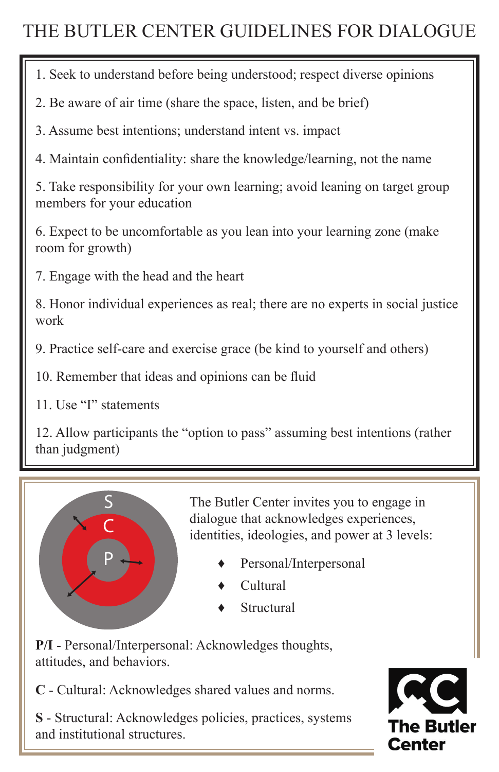# THE BUTLER CENTER GUIDELINES FOR DIALOGUE

1. Seek to understand before being understood; respect diverse opinions
2. Be aware of air time (share the space, listen, and be brief)
3. Assume best intentions; understand intent vs. impact
4. Maintain confidentiality: share the knowledge/learning, not the name
5. Take responsibility for your own learning; avoid leaning on target group members for your education
6. Expect to be uncomfortable as you lean into your learning zone (make room for growth)
7. Engage with the head and the heart
8. Honor individual experiences as real; there are no experts in social justice work
9. Practice self-care and exercise grace (be kind to yourself and others)
10. Remember that ideas and opinions can be fluid
11. Use "I" statements
12. Allow participants the "option to pass" assuming best intentions (rather than judgment)

S
C
P

The Butler Center invites you to engage in dialogue that acknowledges experiences, identities, ideologies, and power at 3 levels:

- Personal/Interpersonal
- Cultural
- Structural

**P/I** - Personal/Interpersonal: Acknowledges thoughts, attitudes, and behaviors.

**C** - Cultural: Acknowledges shared values and norms.

**S** - Structural: Acknowledges policies, practices, systems and institutional structures.

**The Butler Center**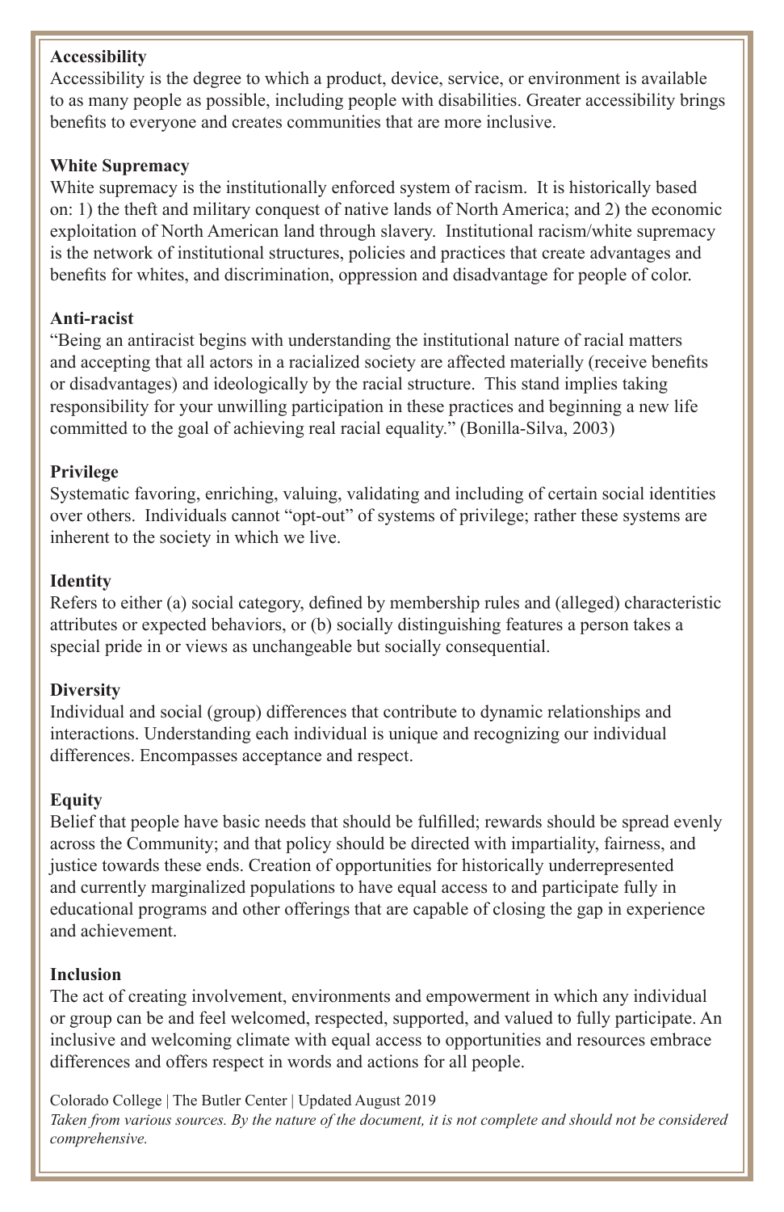**Accessibility**
Accessibility is the degree to which a product, device, service, or environment is available to as many people as possible, including people with disabilities. Greater accessibility brings benefits to everyone and creates communities that are more inclusive.

**White Supremacy**
White supremacy is the institutionally enforced system of racism. It is historically based on: 1) the theft and military conquest of native lands of North America; and 2) the economic exploitation of North American land through slavery. Institutional racism/white supremacy is the network of institutional structures, policies and practices that create advantages and benefits for whites, and discrimination, oppression and disadvantage for people of color.

**Anti-racist**
"Being an antiracist begins with understanding the institutional nature of racial matters and accepting that all actors in a racialized society are affected materially (receive benefits or disadvantages) and ideologically by the racial structure. This stand implies taking responsibility for your unwilling participation in these practices and beginning a new life committed to the goal of achieving real racial equality." (Bonilla-Silva, 2003)

**Privilege**
Systematic favoring, enriching, valuing, validating and including of certain social identities over others. Individuals cannot "opt-out" of systems of privilege; rather these systems are inherent to the society in which we live.

**Identity**
Refers to either (a) social category, defined by membership rules and (alleged) characteristic attributes or expected behaviors, or (b) socially distinguishing features a person takes a special pride in or views as unchangeable but socially consequential.

**Diversity**
Individual and social (group) differences that contribute to dynamic relationships and interactions. Understanding each individual is unique and recognizing our individual differences. Encompasses acceptance and respect.

**Equity**
Belief that people have basic needs that should be fulfilled; rewards should be spread evenly across the Community; and that policy should be directed with impartiality, fairness, and justice towards these ends. Creation of opportunities for historically underrepresented and currently marginalized populations to have equal access to and participate fully in educational programs and other offerings that are capable of closing the gap in experience and achievement.

**Inclusion**
The act of creating involvement, environments and empowerment in which any individual or group can be and feel welcomed, respected, supported, and valued to fully participate. An inclusive and welcoming climate with equal access to opportunities and resources embrace differences and offers respect in words and actions for all people.

Colorado College | The Butler Center | Updated August 2019
*Taken from various sources. By the nature of the document, it is not complete and should not be considered comprehensive.*